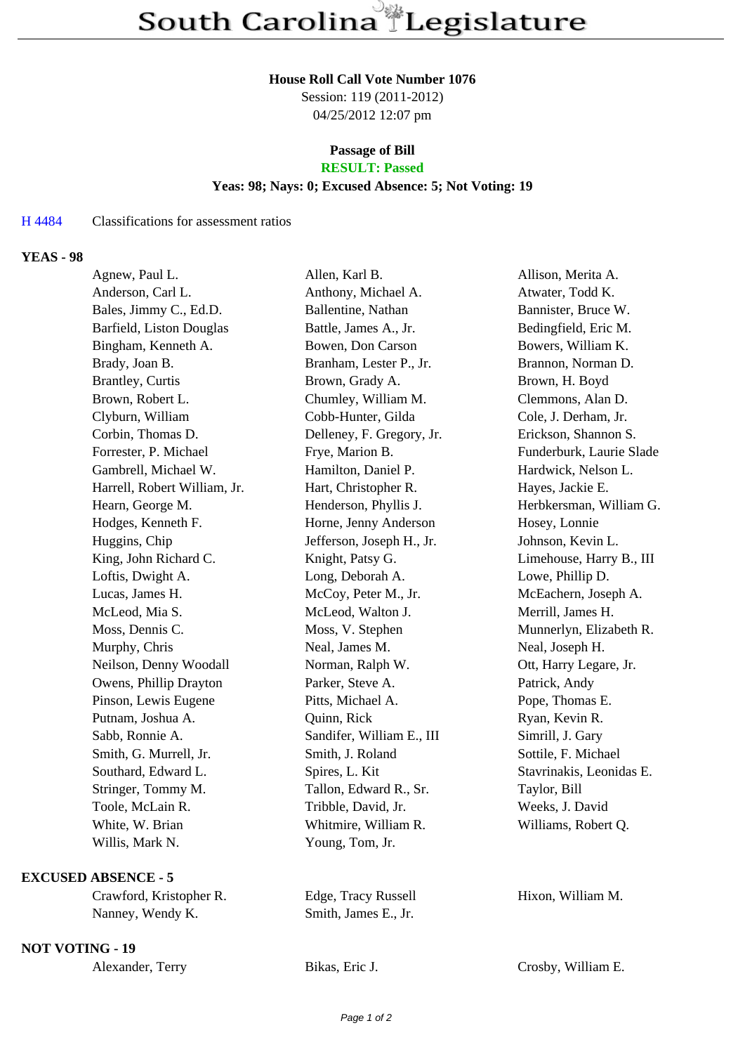# South Carolina Legislature

**House Roll Call Vote Number 1076**
Session: 119 (2011-2012)
04/25/2012 12:07 pm

**Passage of Bill**
**RESULT: Passed**
**Yeas: 98; Nays: 0; Excused Absence: 5; Not Voting: 19**

H 4484 Classifications for assessment ratios

## YEAS - 98

| | | |
|---|---|---|
| Agnew, Paul L. | Allen, Karl B. | Allison, Merita A. |
| Anderson, Carl L. | Anthony, Michael A. | Atwater, Todd K. |
| Bales, Jimmy C., Ed.D. | Ballentine, Nathan | Bannister, Bruce W. |
| Barfield, Liston Douglas | Battle, James A., Jr. | Bedingfield, Eric M. |
| Bingham, Kenneth A. | Bowen, Don Carson | Bowers, William K. |
| Brady, Joan B. | Branham, Lester P., Jr. | Brannon, Norman D. |
| Brantley, Curtis | Brown, Grady A. | Brown, H. Boyd |
| Brown, Robert L. | Chumley, William M. | Clemmons, Alan D. |
| Clyburn, William | Cobb-Hunter, Gilda | Cole, J. Derham, Jr. |
| Corbin, Thomas D. | Delleney, F. Gregory, Jr. | Erickson, Shannon S. |
| Forrester, P. Michael | Frye, Marion B. | Funderburk, Laurie Slade |
| Gambrell, Michael W. | Hamilton, Daniel P. | Hardwick, Nelson L. |
| Harrell, Robert William, Jr. | Hart, Christopher R. | Hayes, Jackie E. |
| Hearn, George M. | Henderson, Phyllis J. | Herbkersman, William G. |
| Hodges, Kenneth F. | Horne, Jenny Anderson | Hosey, Lonnie |
| Huggins, Chip | Jefferson, Joseph H., Jr. | Johnson, Kevin L. |
| King, John Richard C. | Knight, Patsy G. | Limehouse, Harry B., III |
| Loftis, Dwight A. | Long, Deborah A. | Lowe, Phillip D. |
| Lucas, James H. | McCoy, Peter M., Jr. | McEachern, Joseph A. |
| McLeod, Mia S. | McLeod, Walton J. | Merrill, James H. |
| Moss, Dennis C. | Moss, V. Stephen | Munnerlyn, Elizabeth R. |
| Murphy, Chris | Neal, James M. | Neal, Joseph H. |
| Neilson, Denny Woodall | Norman, Ralph W. | Ott, Harry Legare, Jr. |
| Owens, Phillip Drayton | Parker, Steve A. | Patrick, Andy |
| Pinson, Lewis Eugene | Pitts, Michael A. | Pope, Thomas E. |
| Putnam, Joshua A. | Quinn, Rick | Ryan, Kevin R. |
| Sabb, Ronnie A. | Sandifer, William E., III | Simrill, J. Gary |
| Smith, G. Murrell, Jr. | Smith, J. Roland | Sottile, F. Michael |
| Southard, Edward L. | Spires, L. Kit | Stavrinakis, Leonidas E. |
| Stringer, Tommy M. | Tallon, Edward R., Sr. | Taylor, Bill |
| Toole, McLain R. | Tribble, David, Jr. | Weeks, J. David |
| White, W. Brian | Whitmire, William R. | Williams, Robert Q. |
| Willis, Mark N. | Young, Tom, Jr. | |

## EXCUSED ABSENCE - 5

| | | |
|---|---|---|
| Crawford, Kristopher R. | Edge, Tracy Russell | Hixon, William M. |
| Nanney, Wendy K. | Smith, James E., Jr. | |

## NOT VOTING - 19

| | | |
|---|---|---|
| Alexander, Terry | Bikas, Eric J. | Crosby, William E. |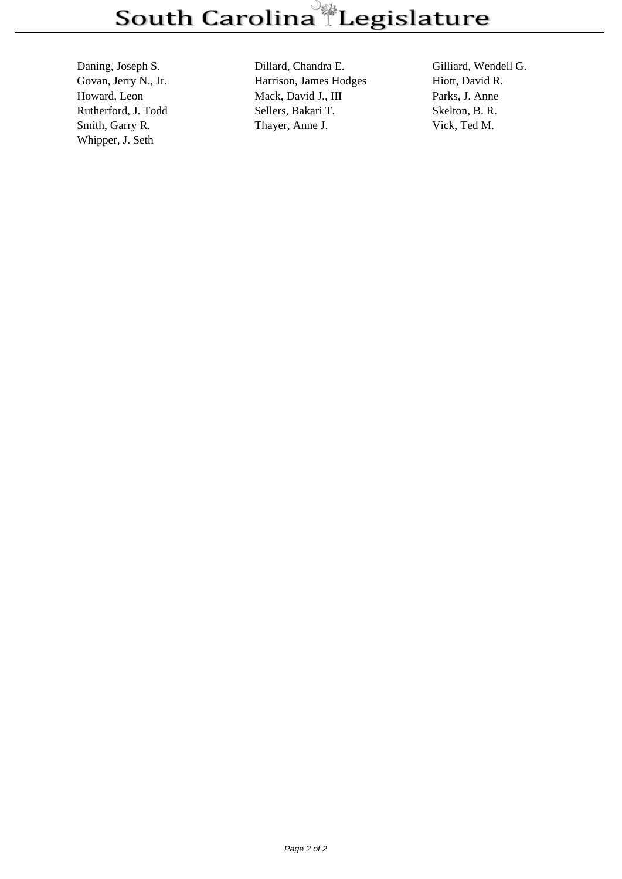Daning, Joseph S.
Dillard, Chandra E.
Gilliard, Wendell G.
Govan, Jerry N., Jr.
Harrison, James Hodges
Hiott, David R.
Howard, Leon
Mack, David J., III
Parks, J. Anne
Rutherford, J. Todd
Sellers, Bakari T.
Skelton, B. R.
Smith, Garry R.
Thayer, Anne J.
Vick, Ted M.
Whipper, J. Seth